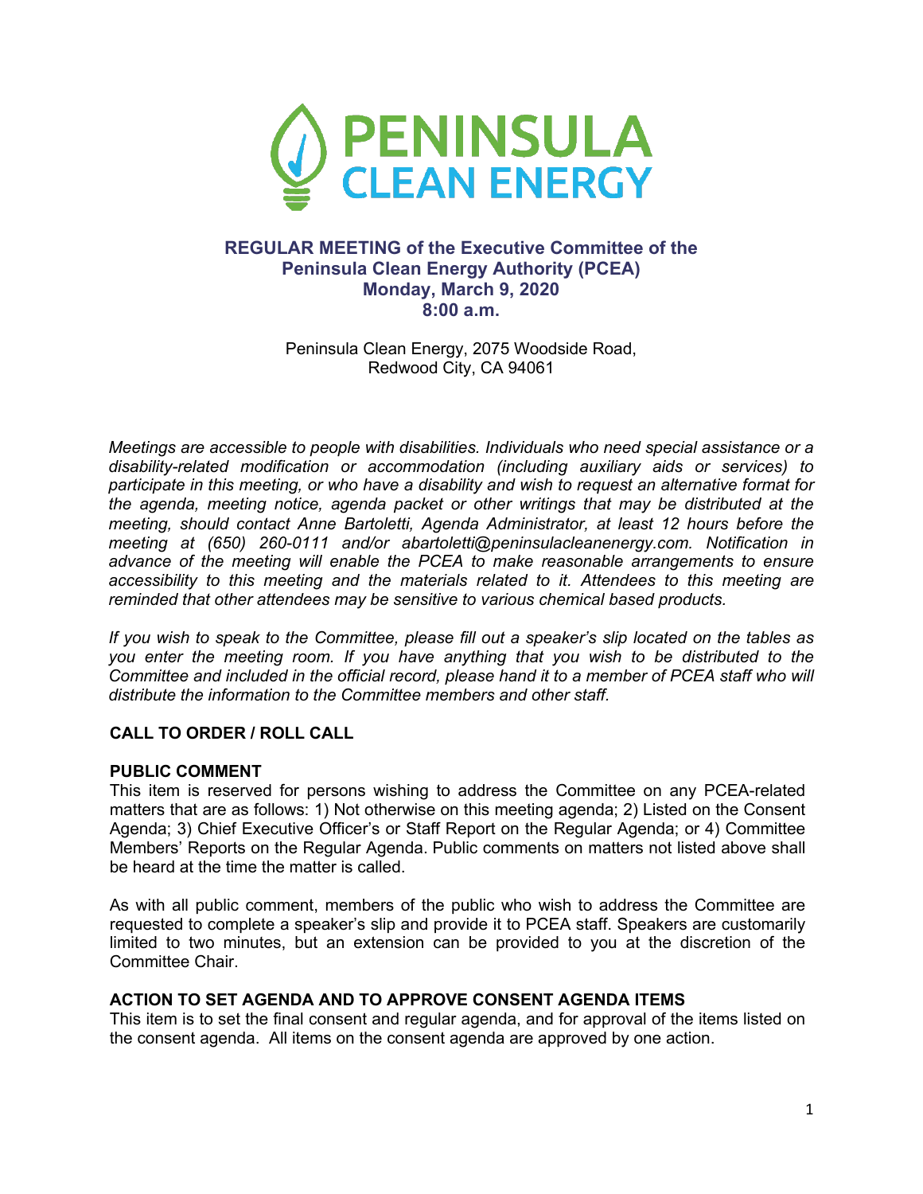# PENINSULA CLEAN ENERGY

## REGULAR MEETING of the Executive Committee of the Peninsula Clean Energy Authority (PCEA)
## Monday, March 9, 2020
## 8:00 a.m.

Peninsula Clean Energy, 2075 Woodside Road,
Redwood City, CA 94061

*Meetings are accessible to people with disabilities. Individuals who need special assistance or a disability-related modification or accommodation (including auxiliary aids or services) to participate in this meeting, or who have a disability and wish to request an alternative format for the agenda, meeting notice, agenda packet or other writings that may be distributed at the meeting, should contact Anne Bartoletti, Agenda Administrator, at least 12 hours before the meeting at (650) 260-0111 and/or abartoletti@peninsulacleanenergy.com. Notification in advance of the meeting will enable the PCEA to make reasonable arrangements to ensure accessibility to this meeting and the materials related to it. Attendees to this meeting are reminded that other attendees may be sensitive to various chemical based products.*

*If you wish to speak to the Committee, please fill out a speaker's slip located on the tables as you enter the meeting room. If you have anything that you wish to be distributed to the Committee and included in the official record, please hand it to a member of PCEA staff who will distribute the information to the Committee members and other staff.*

**CALL TO ORDER / ROLL CALL**

**PUBLIC COMMENT**

This item is reserved for persons wishing to address the Committee on any PCEA-related matters that are as follows: 1) Not otherwise on this meeting agenda; 2) Listed on the Consent Agenda; 3) Chief Executive Officer's or Staff Report on the Regular Agenda; or 4) Committee Members' Reports on the Regular Agenda. Public comments on matters not listed above shall be heard at the time the matter is called.

As with all public comment, members of the public who wish to address the Committee are requested to complete a speaker's slip and provide it to PCEA staff. Speakers are customarily limited to two minutes, but an extension can be provided to you at the discretion of the Committee Chair.

**ACTION TO SET AGENDA AND TO APPROVE CONSENT AGENDA ITEMS**

This item is to set the final consent and regular agenda, and for approval of the items listed on the consent agenda. All items on the consent agenda are approved by one action.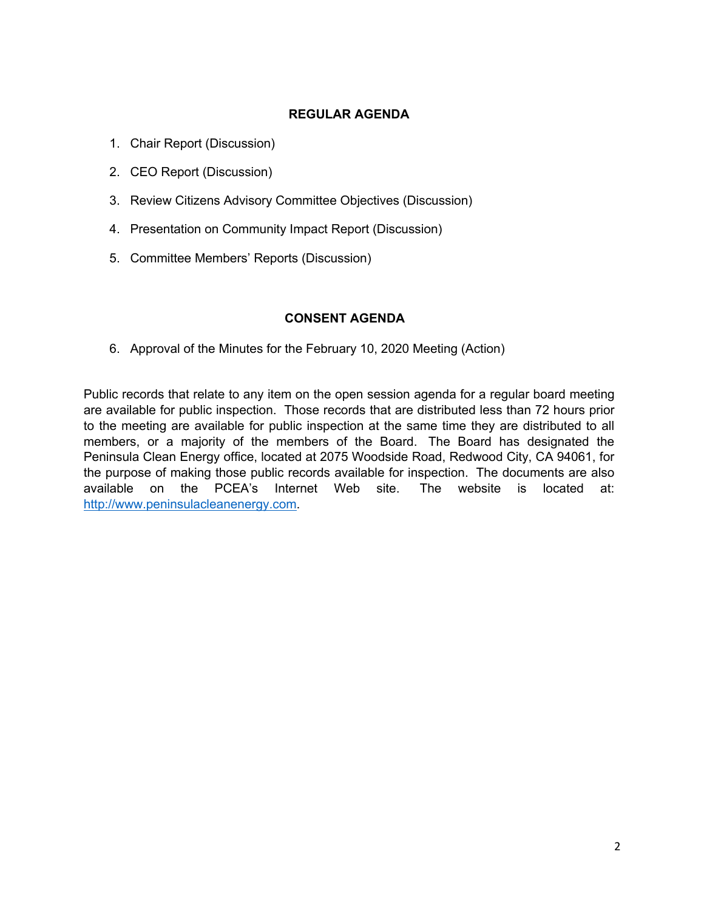## REGULAR AGENDA

1. Chair Report (Discussion)
2. CEO Report (Discussion)
3. Review Citizens Advisory Committee Objectives (Discussion)
4. Presentation on Community Impact Report (Discussion)
5. Committee Members' Reports (Discussion)

## CONSENT AGENDA

6. Approval of the Minutes for the February 10, 2020 Meeting (Action)

Public records that relate to any item on the open session agenda for a regular board meeting are available for public inspection. Those records that are distributed less than 72 hours prior to the meeting are available for public inspection at the same time they are distributed to all members, or a majority of the members of the Board. The Board has designated the Peninsula Clean Energy office, located at 2075 Woodside Road, Redwood City, CA 94061, for the purpose of making those public records available for inspection. The documents are also available on the PCEA's Internet Web site. The website is located at: http://www.peninsulacleanenergy.com.